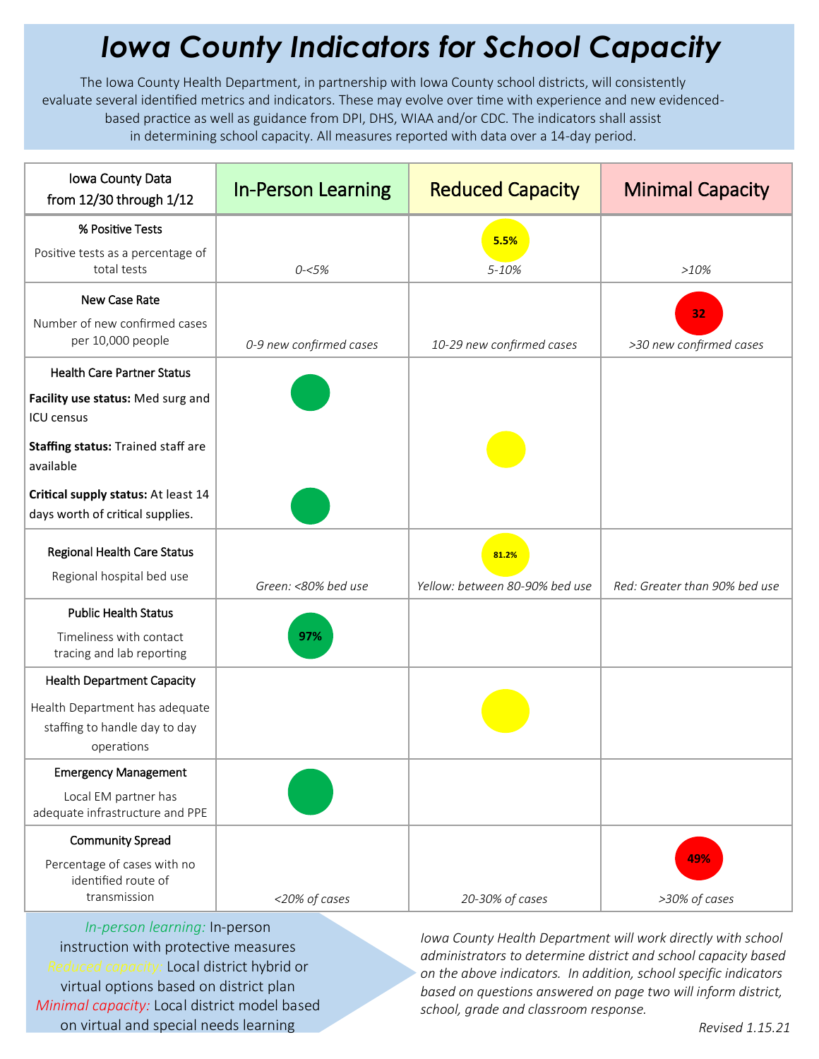# Iowa County Indicators for School Capacity

The Iowa County Health Department, in partnership with Iowa County school districts, will consistently evaluate several identified metrics and indicators. These may evolve over time with experience and new evidenced-based practice as well as guidance from DPI, DHS, WIAA and/or CDC. The indicators shall assist in determining school capacity. All measures reported with data over a 14-day period.

| Iowa County Data from 12/30 through 1/12 | In-Person Learning | Reduced Capacity | Minimal Capacity |
|---|---|---|---|
| **% Positive Tests**<br>Positive tests as a percentage of total tests | *0-<5%* | 5.5%<br>*5-10%* | *>10%* |
| **New Case Rate**<br>Number of new confirmed cases per 10,000 people | *0-9 new confirmed cases* | *10-29 new confirmed cases* | 32<br>*>30 new confirmed cases* |
| **Health Care Partner Status**<br>**Facility use status:** Med surg and ICU census | ● (green) | | |
| **Staffing status:** Trained staff are available | | ● (yellow) | |
| **Critical supply status:** At least 14 days worth of critical supplies. | ● (green) | | |
| **Regional Health Care Status**<br>Regional hospital bed use | *Green: <80% bed use* | 81.2%<br>*Yellow: between 80-90% bed use* | *Red: Greater than 90% bed use* |
| **Public Health Status**<br>Timeliness with contact tracing and lab reporting | 97% | | |
| **Health Department Capacity**<br>Health Department has adequate staffing to handle day to day operations | | ● (yellow) | |
| **Emergency Management**<br>Local EM partner has adequate infrastructure and PPE | ● (green) | | |
| **Community Spread**<br>Percentage of cases with no identified route of transmission | *<20% of cases* | *20-30% of cases* | 49%<br>*>30% of cases* |

*In-person learning:* In-person instruction with protective measures
*Reduced capacity:* Local district hybrid or virtual options based on district plan
*Minimal capacity:* Local district model based on virtual and special needs learning

*Iowa County Health Department will work directly with school administrators to determine district and school capacity based on the above indicators. In addition, school specific indicators based on questions answered on page two will inform district, school, grade and classroom response.*

*Revised 1.15.21*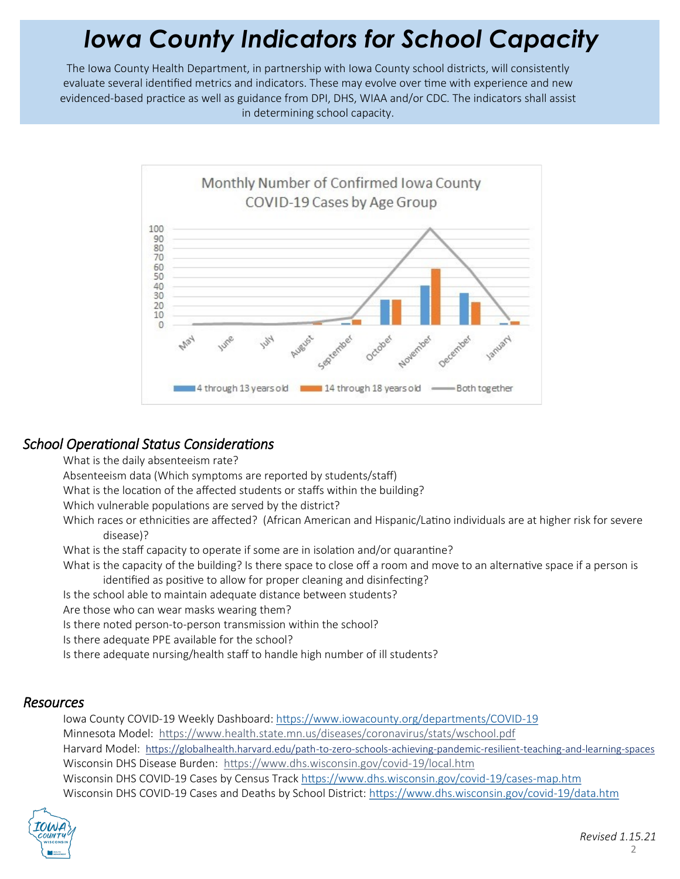# *Iowa County Indicators for School Capacity*

The Iowa County Health Department, in partnership with Iowa County school districts, will consistently evaluate several identified metrics and indicators. These may evolve over time with experience and new evidenced-based practice as well as guidance from DPI, DHS, WIAA and/or CDC. The indicators shall assist in determining school capacity.

Monthly Number of Confirmed Iowa County COVID-19 Cases by Age Group

100
90
80
70
60
50
40
30
20
10
0

May
June
July
August
September
October
November
December
January

4 through 13 years old
14 through 18 years old
Both together

## *School Operational Status Considerations*

What is the daily absenteeism rate?
Absenteeism data (Which symptoms are reported by students/staff)
What is the location of the affected students or staffs within the building?
Which vulnerable populations are served by the district?
Which races or ethnicities are affected? (African American and Hispanic/Latino individuals are at higher risk for severe disease)?
What is the staff capacity to operate if some are in isolation and/or quarantine?
What is the capacity of the building? Is there space to close off a room and move to an alternative space if a person is identified as positive to allow for proper cleaning and disinfecting?
Is the school able to maintain adequate distance between students?
Are those who can wear masks wearing them?
Is there noted person-to-person transmission within the school?
Is there adequate PPE available for the school?
Is there adequate nursing/health staff to handle high number of ill students?

## *Resources*

Iowa County COVID-19 Weekly Dashboard: https://www.iowacounty.org/departments/COVID-19
Minnesota Model: https://www.health.state.mn.us/diseases/coronavirus/stats/wschool.pdf
Harvard Model: https://globalhealth.harvard.edu/path-to-zero-schools-achieving-pandemic-resilient-teaching-and-learning-spaces
Wisconsin DHS Disease Burden: https://www.dhs.wisconsin.gov/covid-19/local.htm
Wisconsin DHS COVID-19 Cases by Census Track https://www.dhs.wisconsin.gov/covid-19/cases-map.htm
Wisconsin DHS COVID-19 Cases and Deaths by School District: https://www.dhs.wisconsin.gov/covid-19/data.htm

*Revised 1.15.21*